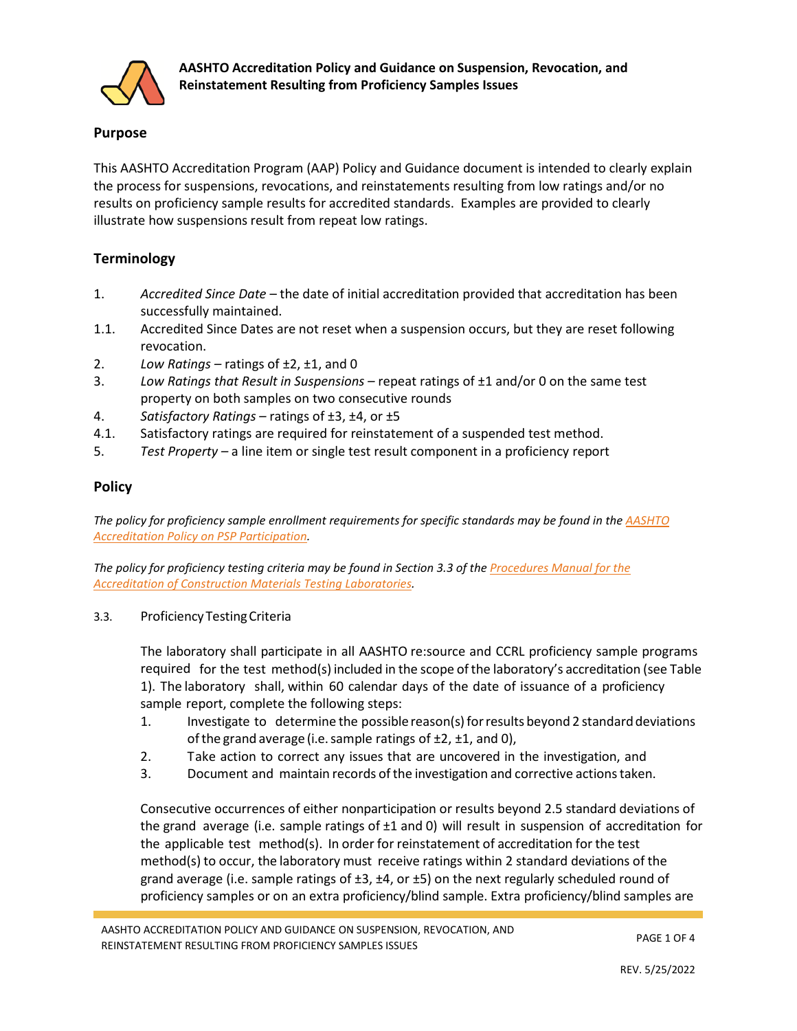# AASHTO Accreditation Policy and Guidance on Suspension, Revocation, and Reinstatement Resulting from Proficiency Samples Issues

## Purpose

This AASHTO Accreditation Program (AAP) Policy and Guidance document is intended to clearly explain the process for suspensions, revocations, and reinstatements resulting from low ratings and/or no results on proficiency sample results for accredited standards. Examples are provided to clearly illustrate how suspensions result from repeat low ratings.

## Terminology

1. *Accredited Since Date* – the date of initial accreditation provided that accreditation has been successfully maintained.

1.1. Accredited Since Dates are not reset when a suspension occurs, but they are reset following revocation.

2. *Low Ratings* – ratings of ±2, ±1, and 0

3. *Low Ratings that Result in Suspensions* – repeat ratings of ±1 and/or 0 on the same test property on both samples on two consecutive rounds

4. *Satisfactory Ratings* – ratings of ±3, ±4, or ±5

4.1. Satisfactory ratings are required for reinstatement of a suspended test method.

5. *Test Property* – a line item or single test result component in a proficiency report

## Policy

*The policy for proficiency sample enrollment requirements for specific standards may be found in the AASHTO Accreditation Policy on PSP Participation.*

*The policy for proficiency testing criteria may be found in Section 3.3 of the Procedures Manual for the Accreditation of Construction Materials Testing Laboratories.*

3.3. Proficiency Testing Criteria

The laboratory shall participate in all AASHTO re:source and CCRL proficiency sample programs required for the test method(s) included in the scope of the laboratory's accreditation (see Table 1). The laboratory shall, within 60 calendar days of the date of issuance of a proficiency sample report, complete the following steps:

1. Investigate to determine the possible reason(s) for results beyond 2 standard deviations of the grand average (i.e. sample ratings of ±2, ±1, and 0),
2. Take action to correct any issues that are uncovered in the investigation, and
3. Document and maintain records of the investigation and corrective actions taken.

Consecutive occurrences of either nonparticipation or results beyond 2.5 standard deviations of the grand average (i.e. sample ratings of ±1 and 0) will result in suspension of accreditation for the applicable test method(s). In order for reinstatement of accreditation for the test method(s) to occur, the laboratory must receive ratings within 2 standard deviations of the grand average (i.e. sample ratings of ±3, ±4, or ±5) on the next regularly scheduled round of proficiency samples or on an extra proficiency/blind sample. Extra proficiency/blind samples are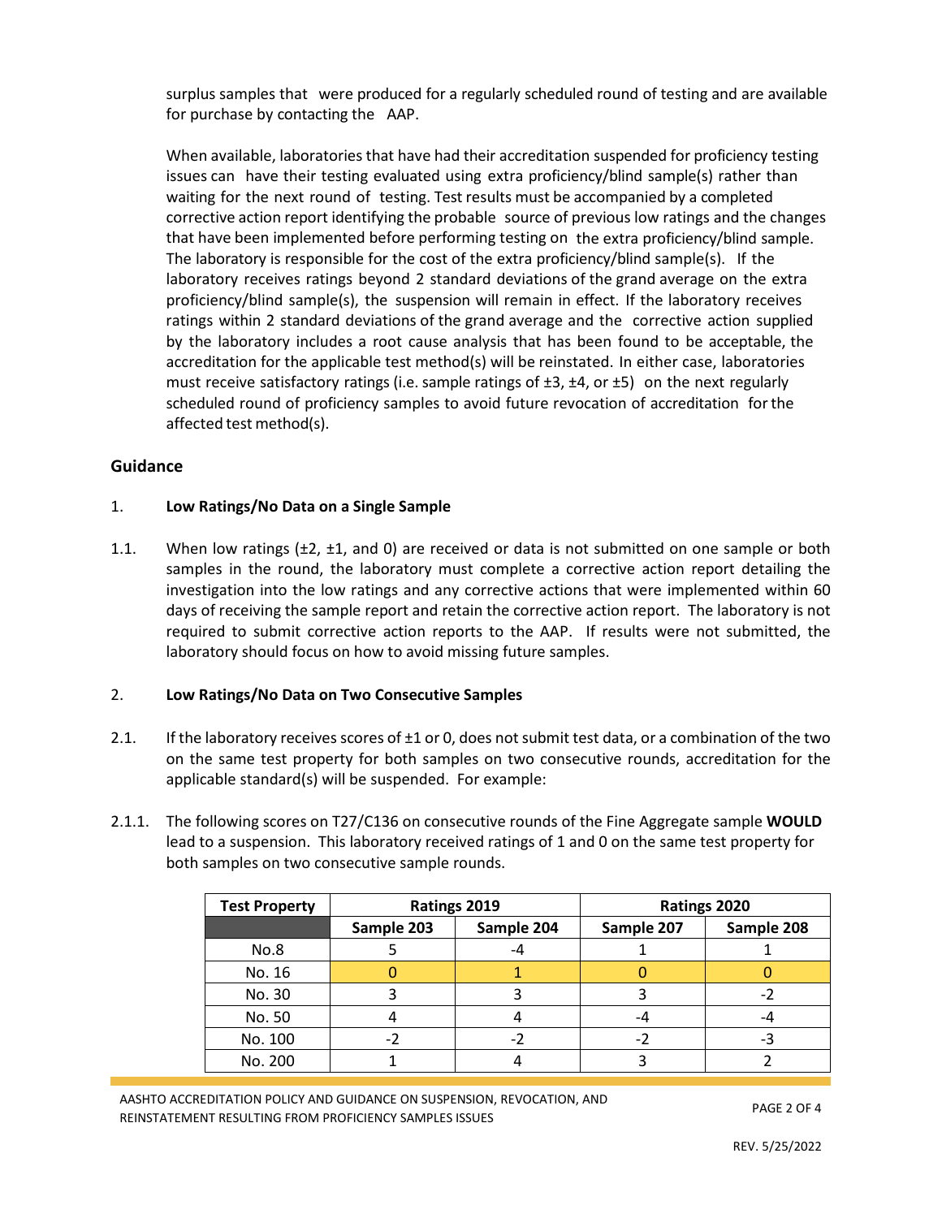surplus samples that were produced for a regularly scheduled round of testing and are available for purchase by contacting the AAP.

When available, laboratories that have had their accreditation suspended for proficiency testing issues can have their testing evaluated using extra proficiency/blind sample(s) rather than waiting for the next round of testing. Test results must be accompanied by a completed corrective action report identifying the probable source of previous low ratings and the changes that have been implemented before performing testing on the extra proficiency/blind sample. The laboratory is responsible for the cost of the extra proficiency/blind sample(s). If the laboratory receives ratings beyond 2 standard deviations of the grand average on the extra proficiency/blind sample(s), the suspension will remain in effect. If the laboratory receives ratings within 2 standard deviations of the grand average and the corrective action supplied by the laboratory includes a root cause analysis that has been found to be acceptable, the accreditation for the applicable test method(s) will be reinstated. In either case, laboratories must receive satisfactory ratings (i.e. sample ratings of ±3, ±4, or ±5) on the next regularly scheduled round of proficiency samples to avoid future revocation of accreditation for the affected test method(s).

## Guidance

### 1. Low Ratings/No Data on a Single Sample

1.1. When low ratings (±2, ±1, and 0) are received or data is not submitted on one sample or both samples in the round, the laboratory must complete a corrective action report detailing the investigation into the low ratings and any corrective actions that were implemented within 60 days of receiving the sample report and retain the corrective action report. The laboratory is not required to submit corrective action reports to the AAP. If results were not submitted, the laboratory should focus on how to avoid missing future samples.

### 2. Low Ratings/No Data on Two Consecutive Samples

2.1. If the laboratory receives scores of ±1 or 0, does not submit test data, or a combination of the two on the same test property for both samples on two consecutive rounds, accreditation for the applicable standard(s) will be suspended. For example:

2.1.1. The following scores on T27/C136 on consecutive rounds of the Fine Aggregate sample **WOULD** lead to a suspension. This laboratory received ratings of 1 and 0 on the same test property for both samples on two consecutive sample rounds.

| Test Property | Ratings 2019 | | Ratings 2020 | |
|---|---|---|---|---|
| | Sample 203 | Sample 204 | Sample 207 | Sample 208 |
| No.8 | 5 | -4 | 1 | 1 |
| No. 16 | 0 | 1 | 0 | 0 |
| No. 30 | 3 | 3 | 3 | -2 |
| No. 50 | 4 | 4 | -4 | -4 |
| No. 100 | -2 | -2 | -2 | -3 |
| No. 200 | 1 | 4 | 3 | 2 |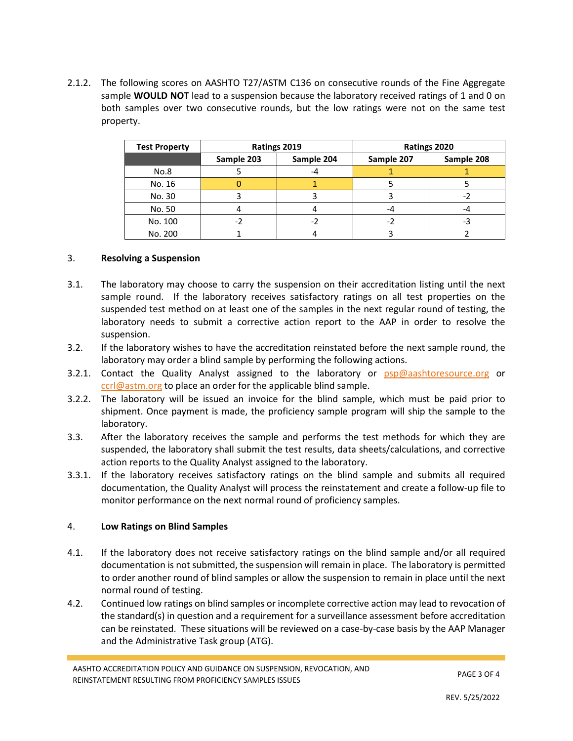2.1.2. The following scores on AASHTO T27/ASTM C136 on consecutive rounds of the Fine Aggregate sample **WOULD NOT** lead to a suspension because the laboratory received ratings of 1 and 0 on both samples over two consecutive rounds, but the low ratings were not on the same test property.

| Test Property | Ratings 2019 | | Ratings 2020 | |
|---|---|---|---|---|
| | Sample 203 | Sample 204 | Sample 207 | Sample 208 |
| No.8 | 5 | -4 | 1 | 1 |
| No. 16 | 0 | 1 | 5 | 5 |
| No. 30 | 3 | 3 | 3 | -2 |
| No. 50 | 4 | 4 | -4 | -4 |
| No. 100 | -2 | -2 | -2 | -3 |
| No. 200 | 1 | 4 | 3 | 2 |

## 3. Resolving a Suspension

3.1. The laboratory may choose to carry the suspension on their accreditation listing until the next sample round. If the laboratory receives satisfactory ratings on all test properties on the suspended test method on at least one of the samples in the next regular round of testing, the laboratory needs to submit a corrective action report to the AAP in order to resolve the suspension.

3.2. If the laboratory wishes to have the accreditation reinstated before the next sample round, the laboratory may order a blind sample by performing the following actions.

3.2.1. Contact the Quality Analyst assigned to the laboratory or psp@aashtoresource.org or ccrl@astm.org to place an order for the applicable blind sample.

3.2.2. The laboratory will be issued an invoice for the blind sample, which must be paid prior to shipment. Once payment is made, the proficiency sample program will ship the sample to the laboratory.

3.3. After the laboratory receives the sample and performs the test methods for which they are suspended, the laboratory shall submit the test results, data sheets/calculations, and corrective action reports to the Quality Analyst assigned to the laboratory.

3.3.1. If the laboratory receives satisfactory ratings on the blind sample and submits all required documentation, the Quality Analyst will process the reinstatement and create a follow-up file to monitor performance on the next normal round of proficiency samples.

## 4. Low Ratings on Blind Samples

4.1. If the laboratory does not receive satisfactory ratings on the blind sample and/or all required documentation is not submitted, the suspension will remain in place. The laboratory is permitted to order another round of blind samples or allow the suspension to remain in place until the next normal round of testing.

4.2. Continued low ratings on blind samples or incomplete corrective action may lead to revocation of the standard(s) in question and a requirement for a surveillance assessment before accreditation can be reinstated. These situations will be reviewed on a case-by-case basis by the AAP Manager and the Administrative Task group (ATG).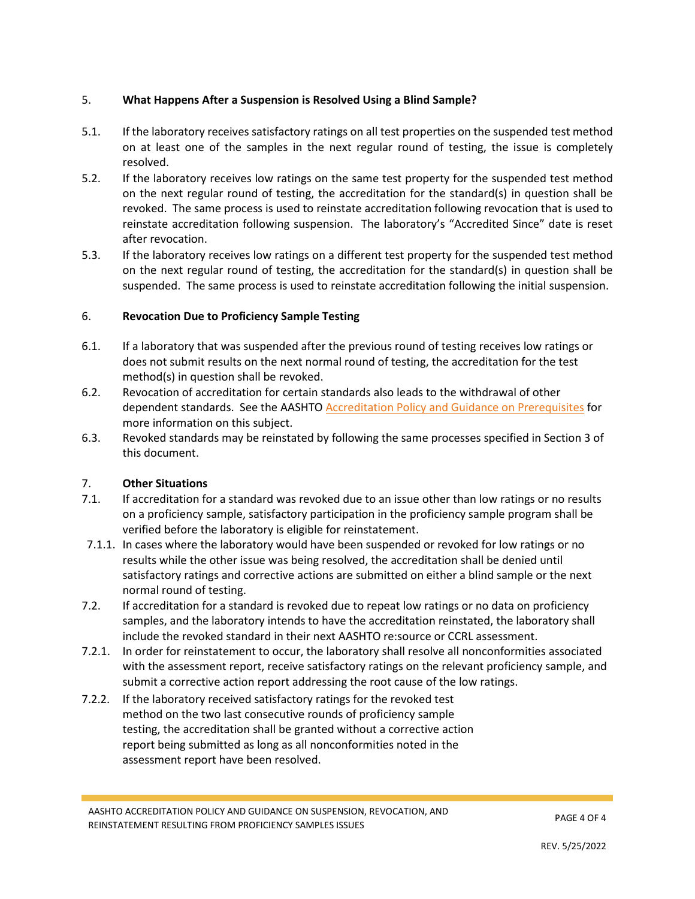## 5. What Happens After a Suspension is Resolved Using a Blind Sample?

5.1. If the laboratory receives satisfactory ratings on all test properties on the suspended test method on at least one of the samples in the next regular round of testing, the issue is completely resolved.

5.2. If the laboratory receives low ratings on the same test property for the suspended test method on the next regular round of testing, the accreditation for the standard(s) in question shall be revoked. The same process is used to reinstate accreditation following revocation that is used to reinstate accreditation following suspension. The laboratory's "Accredited Since" date is reset after revocation.

5.3. If the laboratory receives low ratings on a different test property for the suspended test method on the next regular round of testing, the accreditation for the standard(s) in question shall be suspended. The same process is used to reinstate accreditation following the initial suspension.

## 6. Revocation Due to Proficiency Sample Testing

6.1. If a laboratory that was suspended after the previous round of testing receives low ratings or does not submit results on the next normal round of testing, the accreditation for the test method(s) in question shall be revoked.

6.2. Revocation of accreditation for certain standards also leads to the withdrawal of other dependent standards. See the AASHTO Accreditation Policy and Guidance on Prerequisites for more information on this subject.

6.3. Revoked standards may be reinstated by following the same processes specified in Section 3 of this document.

## 7. Other Situations

7.1. If accreditation for a standard was revoked due to an issue other than low ratings or no results on a proficiency sample, satisfactory participation in the proficiency sample program shall be verified before the laboratory is eligible for reinstatement.

7.1.1. In cases where the laboratory would have been suspended or revoked for low ratings or no results while the other issue was being resolved, the accreditation shall be denied until satisfactory ratings and corrective actions are submitted on either a blind sample or the next normal round of testing.

7.2. If accreditation for a standard is revoked due to repeat low ratings or no data on proficiency samples, and the laboratory intends to have the accreditation reinstated, the laboratory shall include the revoked standard in their next AASHTO re:source or CCRL assessment.

7.2.1. In order for reinstatement to occur, the laboratory shall resolve all nonconformities associated with the assessment report, receive satisfactory ratings on the relevant proficiency sample, and submit a corrective action report addressing the root cause of the low ratings.

7.2.2. If the laboratory received satisfactory ratings for the revoked test method on the two last consecutive rounds of proficiency sample testing, the accreditation shall be granted without a corrective action report being submitted as long as all nonconformities noted in the assessment report have been resolved.